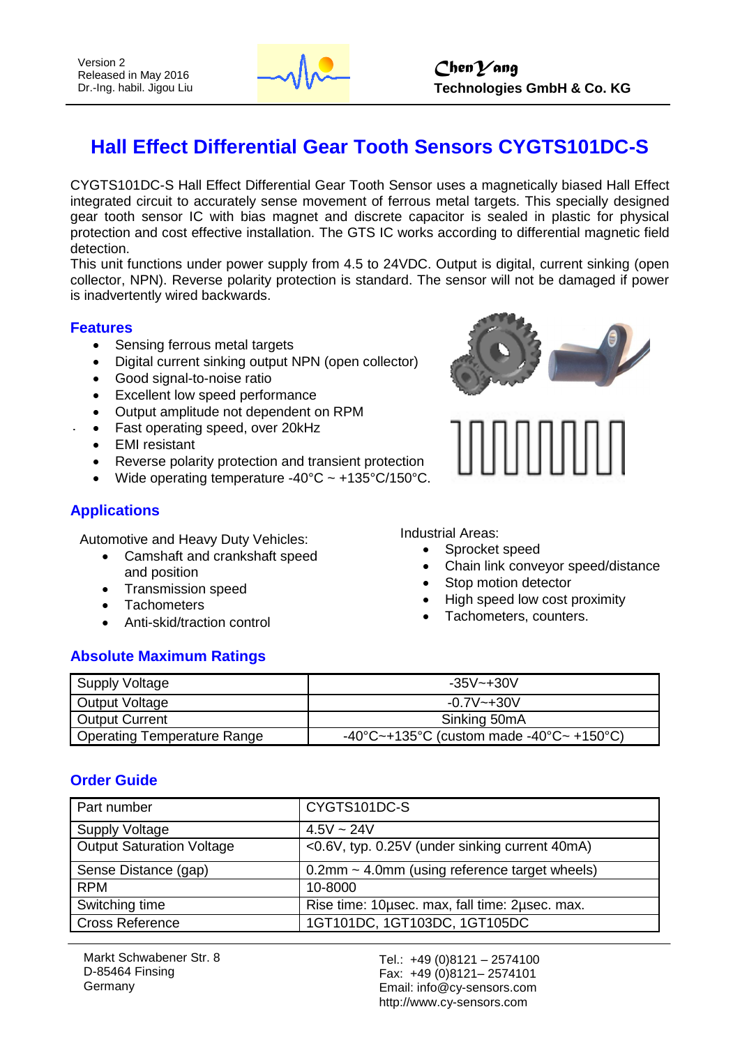Version 2
Released in May 2016
Dr.-Ing. habil. Jigou Liu

**ChenYang**
**Technologies GmbH & Co. KG**

# Hall Effect Differential Gear Tooth Sensors CYGTS101DC-S

CYGTS101DC-S Hall Effect Differential Gear Tooth Sensor uses a magnetically biased Hall Effect integrated circuit to accurately sense movement of ferrous metal targets. This specially designed gear tooth sensor IC with bias magnet and discrete capacitor is sealed in plastic for physical protection and cost effective installation. The GTS IC works according to differential magnetic field detection.
This unit functions under power supply from 4.5 to 24VDC. Output is digital, current sinking (open collector, NPN). Reverse polarity protection is standard. The sensor will not be damaged if power is inadvertently wired backwards.

## Features

- Sensing ferrous metal targets
- Digital current sinking output NPN (open collector)
- Good signal-to-noise ratio
- Excellent low speed performance
- Output amplitude not dependent on RPM
- Fast operating speed, over 20kHz
- EMI resistant
- Reverse polarity protection and transient protection
- Wide operating temperature -40°C ~ +135°C/150°C.

## Applications

Automotive and Heavy Duty Vehicles:

- Camshaft and crankshaft speed and position
- Transmission speed
- Tachometers
- Anti-skid/traction control

Industrial Areas:

- Sprocket speed
- Chain link conveyor speed/distance
- Stop motion detector
- High speed low cost proximity
- Tachometers, counters.

## Absolute Maximum Ratings

| Supply Voltage | -35V~+30V |
|---|---|
| Output Voltage | -0.7V~+30V |
| Output Current | Sinking 50mA |
| Operating Temperature Range | -40°C~+135°C (custom made -40°C~ +150°C) |

## Order Guide

| Part number | CYGTS101DC-S |
|---|---|
| Supply Voltage | 4.5V ~ 24V |
| Output Saturation Voltage | <0.6V, typ. 0.25V (under sinking current 40mA) |
| Sense Distance (gap) | 0.2mm ~ 4.0mm (using reference target wheels) |
| RPM | 10-8000 |
| Switching time | Rise time: 10µsec. max, fall time: 2µsec. max. |
| Cross Reference | 1GT101DC, 1GT103DC, 1GT105DC |

Markt Schwabener Str. 8
D-85464 Finsing
Germany

Tel.: +49 (0)8121 – 2574100
Fax: +49 (0)8121– 2574101
Email: info@cy-sensors.com
http://www.cy-sensors.com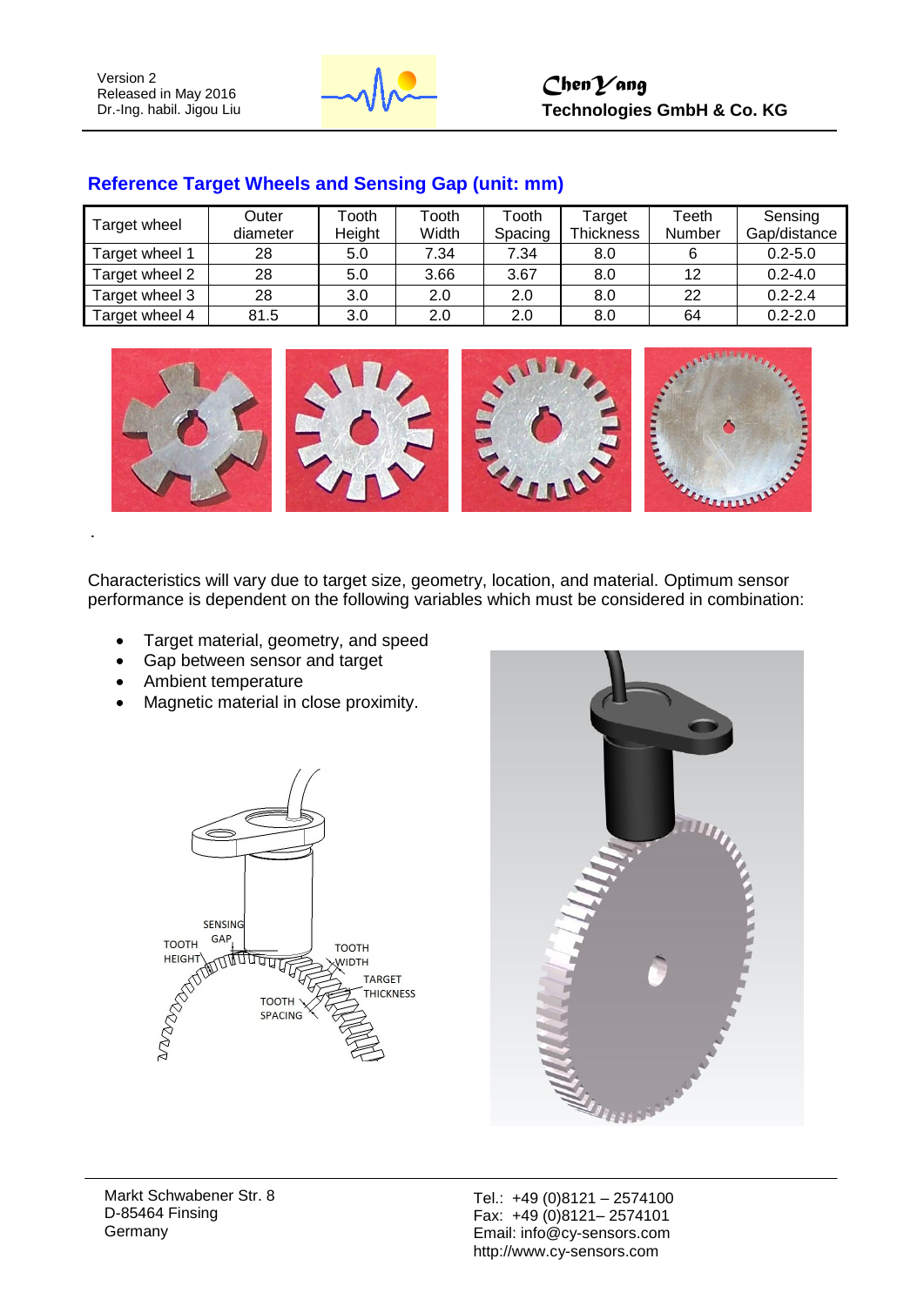## Reference Target Wheels and Sensing Gap (unit: mm)

| Target wheel | Outer diameter | Tooth Height | Tooth Width | Tooth Spacing | Target Thickness | Teeth Number | Sensing Gap/distance |
|---|---|---|---|---|---|---|---|
| Target wheel 1 | 28 | 5.0 | 7.34 | 7.34 | 8.0 | 6 | 0.2-5.0 |
| Target wheel 2 | 28 | 5.0 | 3.66 | 3.67 | 8.0 | 12 | 0.2-4.0 |
| Target wheel 3 | 28 | 3.0 | 2.0 | 2.0 | 8.0 | 22 | 0.2-2.4 |
| Target wheel 4 | 81.5 | 3.0 | 2.0 | 2.0 | 8.0 | 64 | 0.2-2.0 |

.

Characteristics will vary due to target size, geometry, location, and material. Optimum sensor performance is dependent on the following variables which must be considered in combination:

- Target material, geometry, and speed
- Gap between sensor and target
- Ambient temperature
- Magnetic material in close proximity.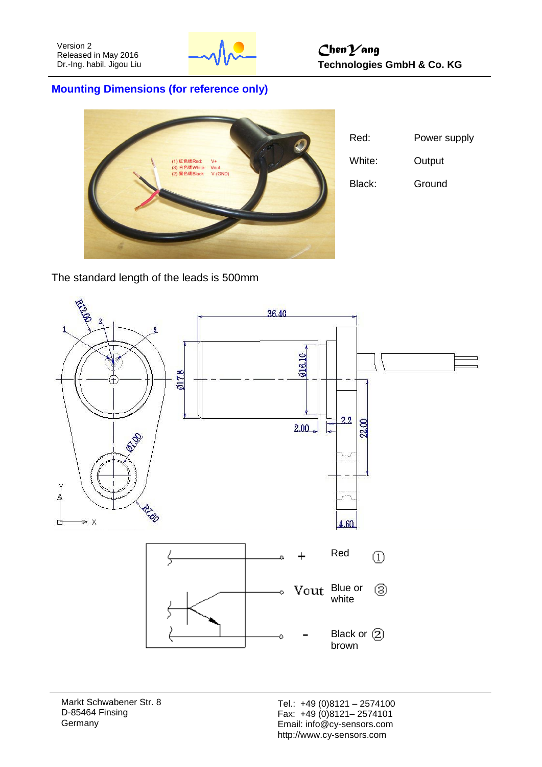## Mounting Dimensions (for reference only)

| | |
|---|---|
| Red: | Power supply |
| White: | Output |
| Black: | Ground |

The standard length of the leads is 500mm

| | | | |
|---|---|---|---|
| + | Red | ① | |
| Vout | Blue or white | ③ | |
| - | Black or brown | ② | |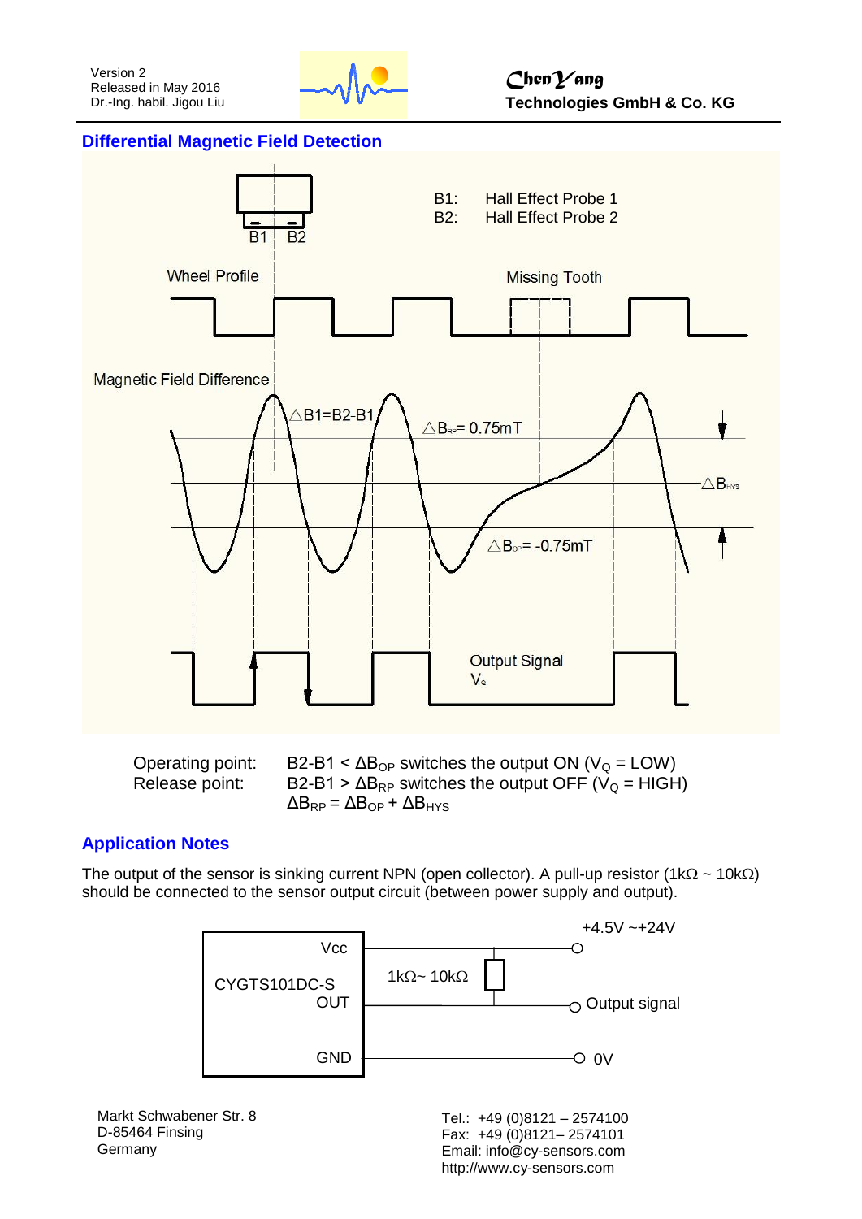## Differential Magnetic Field Detection

B1: Hall Effect Probe 1
B2: Hall Effect Probe 2

Wheel Profile — Missing Tooth

Magnetic Field Difference — $\triangle B1 = B2 - B1$ — $\triangle B_{RP} = 0.75mT$ — $\triangle B_{HYS}$ — $\triangle B_{OP} = -0.75mT$

Output Signal $V_Q$

Operating point: B2-B1 < $\Delta B_{OP}$ switches the output ON ($V_Q$ = LOW)
Release point: B2-B1 > $\Delta B_{RP}$ switches the output OFF ($V_Q$ = HIGH)
$\Delta B_{RP} = \Delta B_{OP} + \Delta B_{HYS}$

## Application Notes

The output of the sensor is sinking current NPN (open collector). A pull-up resistor (1kΩ ~ 10kΩ) should be connected to the sensor output circuit (between power supply and output).

CYGTS101DC-S: Vcc — +4.5V ~+24V; OUT — 1kΩ~ 10kΩ — Output signal; GND — 0V

Markt Schwabener Str. 8
D-85464 Finsing
Germany

Tel.: +49 (0)8121 – 2574100
Fax: +49 (0)8121– 2574101
Email: info@cy-sensors.com
http://www.cy-sensors.com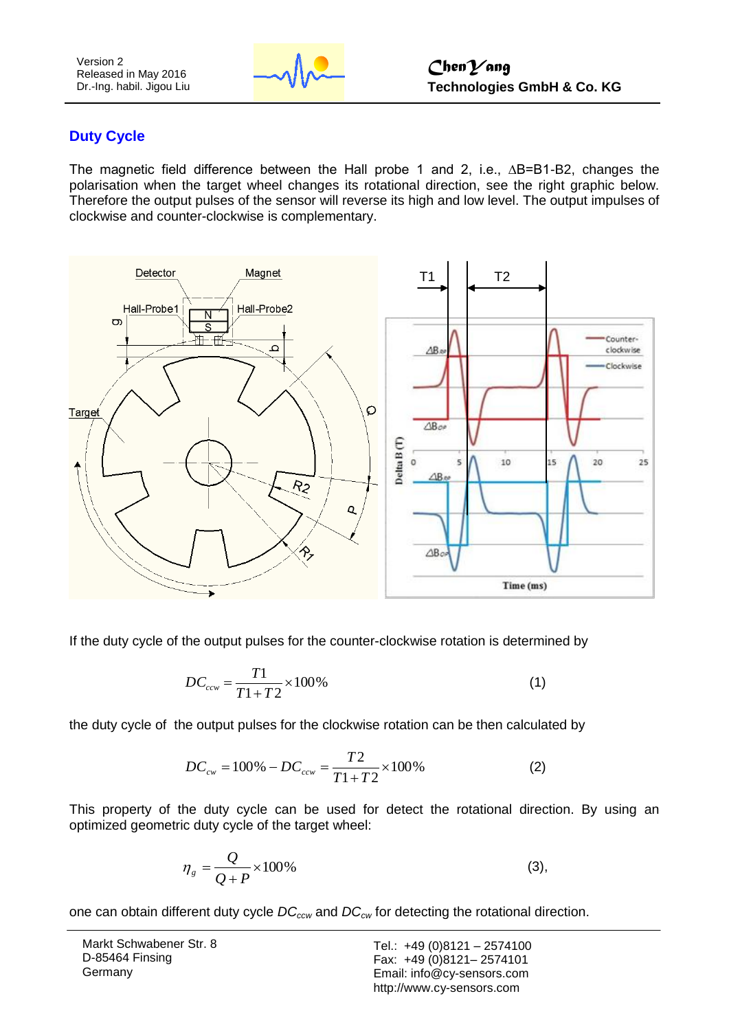## Duty Cycle

The magnetic field difference between the Hall probe 1 and 2, i.e., $\Delta B = B1 - B2$, changes the polarisation when the target wheel changes its rotational direction, see the right graphic below. Therefore the output pulses of the sensor will reverse its high and low level. The output impulses of clockwise and counter-clockwise is complementary.

If the duty cycle of the output pulses for the counter-clockwise rotation is determined by

$$DC_{ccw} = \frac{T1}{T1 + T2} \times 100\% \tag{1}$$

the duty cycle of the output pulses for the clockwise rotation can be then calculated by

$$DC_{cw} = 100\% - DC_{ccw} = \frac{T2}{T1 + T2} \times 100\% \tag{2}$$

This property of the duty cycle can be used for detect the rotational direction. By using an optimized geometric duty cycle of the target wheel:

$$\eta_g = \frac{Q}{Q + P} \times 100\% \tag{3}$$

one can obtain different duty cycle $DC_{ccw}$ and $DC_{cw}$ for detecting the rotational direction.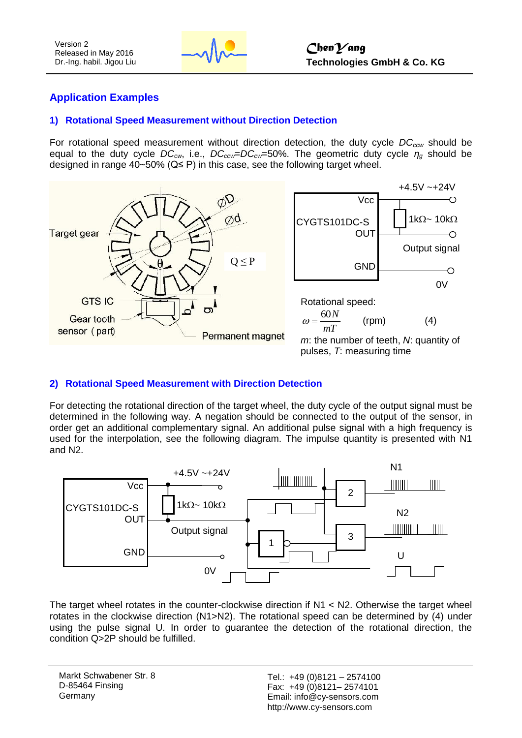## Application Examples

### 1) Rotational Speed Measurement without Direction Detection

For rotational speed measurement without direction detection, the duty cycle $DC_{ccw}$ should be equal to the duty cycle $DC_{cw}$, i.e., $DC_{ccw}=DC_{cw}=50\%$. The geometric duty cycle $\eta_g$ should be designed in range 40~50% (Q≤ P) in this case, see the following target wheel.

Target gear

ØD

Ød

θ

Q ≤ P

GTS IC

Gear tooth sensor ( part)

b

g

Permanent magnet

+4.5V ~+24V

Vcc

CYGTS101DC-S

OUT

GND

1kΩ~ 10kΩ

Output signal

0V

Rotational speed:

$$\omega = \frac{60N}{mT} \quad \text{(rpm)} \qquad (4)$$

$m$: the number of teeth, $N$: quantity of pulses, $T$: measuring time

### 2) Rotational Speed Measurement with Direction Detection

For detecting the rotational direction of the target wheel, the duty cycle of the output signal must be determined in the following way. A negation should be connected to the output of the sensor, in order get an additional complementary signal. An additional pulse signal with a high frequency is used for the interpolation, see the following diagram. The impulse quantity is presented with N1 and N2.

Vcc

CYGTS101DC-S

OUT

GND

+4.5V ~+24V

1kΩ~ 10kΩ

Output signal

0V

1

2

3

N1

N2

U

The target wheel rotates in the counter-clockwise direction if N1 < N2. Otherwise the target wheel rotates in the clockwise direction (N1>N2). The rotational speed can be determined by (4) under using the pulse signal U. In order to guarantee the detection of the rotational direction, the condition Q>2P should be fulfilled.